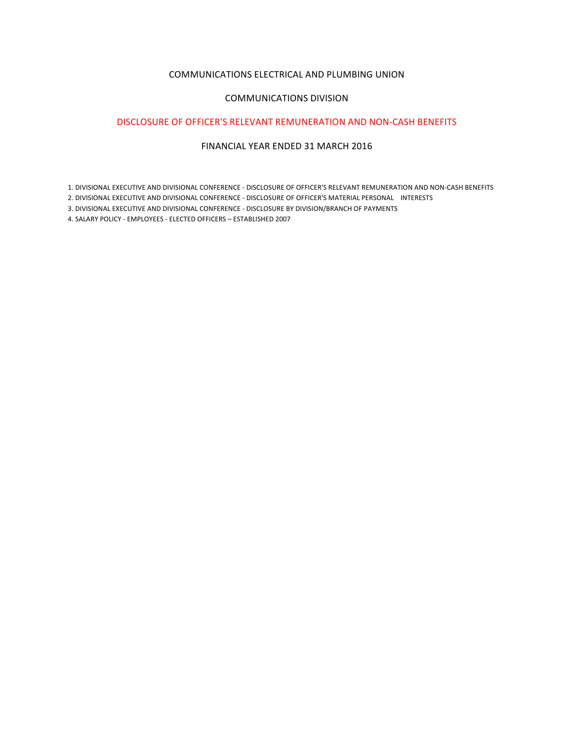# COMMUNICATIONS ELECTRICAL AND PLUMBING UNION

## COMMUNICATIONS DIVISION

## DISCLOSURE OF OFFICER'S RELEVANT REMUNERATION AND NON-CASH BENEFITS

## FINANCIAL YEAR ENDED 31 MARCH 2016

1. DIVISIONAL EXECUTIVE AND DIVISIONAL CONFERENCE - DISCLOSURE OF OFFICER'S RELEVANT REMUNERATION AND NON-CASH BENEFITS
2. DIVISIONAL EXECUTIVE AND DIVISIONAL CONFERENCE - DISCLOSURE OF OFFICER'S MATERIAL PERSONAL INTERESTS
3. DIVISIONAL EXECUTIVE AND DIVISIONAL CONFERENCE - DISCLOSURE BY DIVISION/BRANCH OF PAYMENTS
4. SALARY POLICY - EMPLOYEES - ELECTED OFFICERS – ESTABLISHED 2007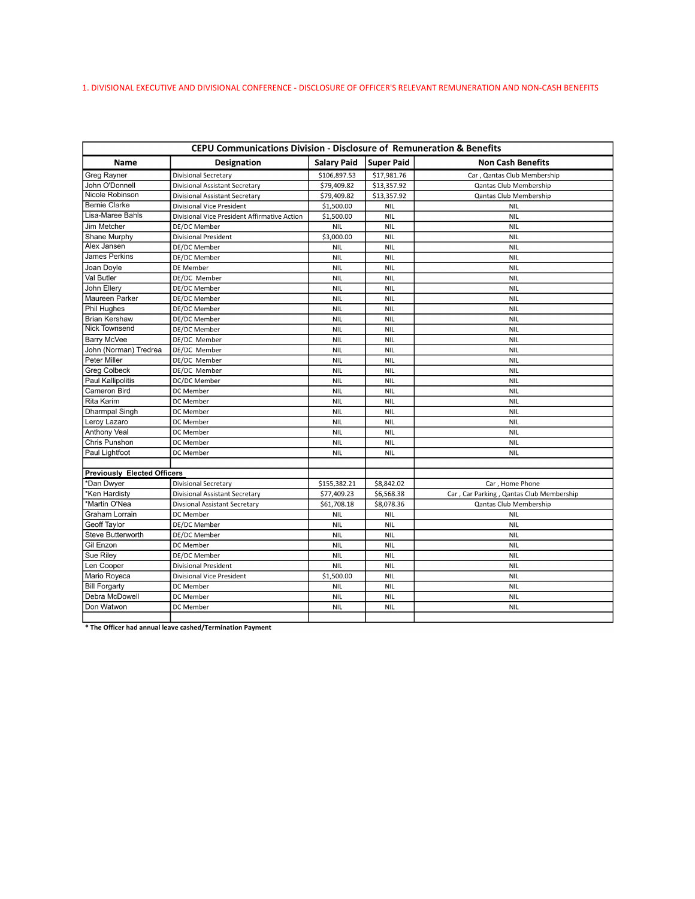1. DIVISIONAL EXECUTIVE AND DIVISIONAL CONFERENCE - DISCLOSURE OF OFFICER'S RELEVANT REMUNERATION AND NON-CASH BENEFITS

| CEPU Communications Division - Disclosure of Remuneration & Benefits | | | | |
|---|---|---|---|---|
| **Name** | **Designation** | **Salary Paid** | **Super Paid** | **Non Cash Benefits** |
| Greg Rayner | Divisional Secretary | $106,897.53 | $17,981.76 | Car , Qantas Club Membership |
| John O'Donnell | Divisional Assistant Secretary | $79,409.82 | $13,357.92 | Qantas Club Membership |
| Nicole Robinson | Divisional Assistant Secretary | $79,409.82 | $13,357.92 | Qantas Club Membership |
| Bernie Clarke | Divisional Vice President | $1,500.00 | NIL | NIL |
| Lisa-Maree Bahls | Divisional Vice President Affirmative Action | $1,500.00 | NIL | NIL |
| Jim Metcher | DE/DC Member | NIL | NIL | NIL |
| Shane Murphy | Divisional President | $3,000.00 | NIL | NIL |
| Alex Jansen | DE/DC Member | NIL | NIL | NIL |
| James Perkins | DE/DC Member | NIL | NIL | NIL |
| Joan Doyle | DE Member | NIL | NIL | NIL |
| Val Butler | DE/DC Member | NIL | NIL | NIL |
| John Ellery | DE/DC Member | NIL | NIL | NIL |
| Maureen Parker | DE/DC Member | NIL | NIL | NIL |
| Phil Hughes | DE/DC Member | NIL | NIL | NIL |
| Brian Kershaw | DE/DC Member | NIL | NIL | NIL |
| Nick Townsend | DE/DC Member | NIL | NIL | NIL |
| Barry McVee | DE/DC Member | NIL | NIL | NIL |
| John (Norman) Tredrea | DE/DC Member | NIL | NIL | NIL |
| Peter Miller | DE/DC Member | NIL | NIL | NIL |
| Greg Colbeck | DE/DC Member | NIL | NIL | NIL |
| Paul Kallipolitis | DC/DC Member | NIL | NIL | NIL |
| Cameron Bird | DC Member | NIL | NIL | NIL |
| Rita Karim | DC Member | NIL | NIL | NIL |
| Dharmpal Singh | DC Member | NIL | NIL | NIL |
| Leroy Lazaro | DC Member | NIL | NIL | NIL |
| Anthony Veal | DC Member | NIL | NIL | NIL |
| Chris Punshon | DC Member | NIL | NIL | NIL |
| Paul Lightfoot | DC Member | NIL | NIL | NIL |
| | | | | |
| **Previously Elected Officers** | | | | |
| *Dan Dwyer | Divisional Secretary | $155,382.21 | $8,842.02 | Car , Home Phone |
| *Ken Hardisty | Divisional Assistant Secretary | $77,409.23 | $6,568.38 | Car , Car Parking , Qantas Club Membership |
| *Martin O'Nea | Divsional Assistant Secretary | $61,708.18 | $8,078.36 | Qantas Club Membership |
| Graham Lorrain | DC Member | NIL | NIL | NIL |
| Geoff Taylor | DE/DC Member | NIL | NIL | NIL |
| Steve Butterworth | DE/DC Member | NIL | NIL | NIL |
| Gil Enzon | DC Member | NIL | NIL | NIL |
| Sue Riley | DE/DC Member | NIL | NIL | NIL |
| Len Cooper | Divisional President | NIL | NIL | NIL |
| Mario Royeca | Divisional Vice President | $1,500.00 | NIL | NIL |
| Bill Forgarty | DC Member | NIL | NIL | NIL |
| Debra McDowell | DC Member | NIL | NIL | NIL |
| Don Watwon | DC Member | NIL | NIL | NIL |

**\* The Officer had annual leave cashed/Termination Payment**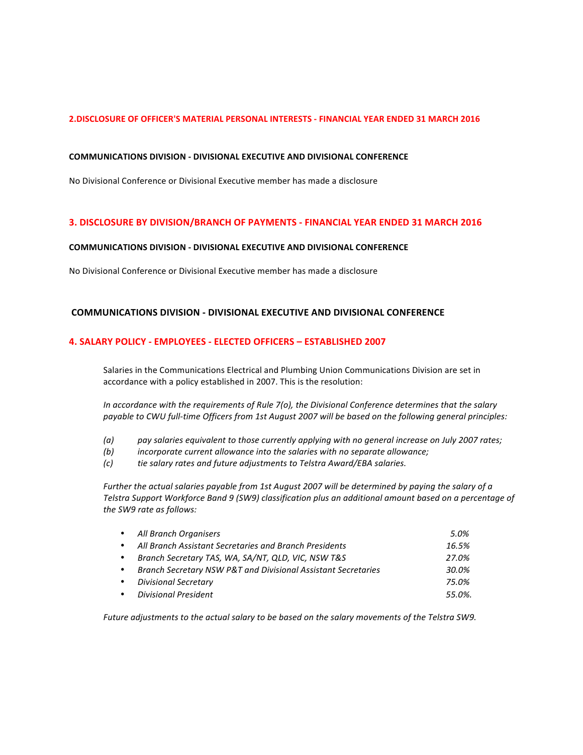## 2.DISCLOSURE OF OFFICER'S MATERIAL PERSONAL INTERESTS - FINANCIAL YEAR ENDED 31 MARCH 2016

**COMMUNICATIONS DIVISION - DIVISIONAL EXECUTIVE AND DIVISIONAL CONFERENCE**

No Divisional Conference or Divisional Executive member has made a disclosure

## 3. DISCLOSURE BY DIVISION/BRANCH OF PAYMENTS - FINANCIAL YEAR ENDED 31 MARCH 2016

**COMMUNICATIONS DIVISION - DIVISIONAL EXECUTIVE AND DIVISIONAL CONFERENCE**

No Divisional Conference or Divisional Executive member has made a disclosure

**COMMUNICATIONS DIVISION - DIVISIONAL EXECUTIVE AND DIVISIONAL CONFERENCE**

## 4. SALARY POLICY - EMPLOYEES - ELECTED OFFICERS – ESTABLISHED 2007

Salaries in the Communications Electrical and Plumbing Union Communications Division are set in accordance with a policy established in 2007. This is the resolution:

*In accordance with the requirements of Rule 7(o), the Divisional Conference determines that the salary payable to CWU full-time Officers from 1st August 2007 will be based on the following general principles:*

*(a) pay salaries equivalent to those currently applying with no general increase on July 2007 rates;*
*(b) incorporate current allowance into the salaries with no separate allowance;*
*(c) tie salary rates and future adjustments to Telstra Award/EBA salaries.*

*Further the actual salaries payable from 1st August 2007 will be determined by paying the salary of a Telstra Support Workforce Band 9 (SW9) classification plus an additional amount based on a percentage of the SW9 rate as follows:*

- *All Branch Organisers* 5.0%
- *All Branch Assistant Secretaries and Branch Presidents* 16.5%
- *Branch Secretary TAS, WA, SA/NT, QLD, VIC, NSW T&S* 27.0%
- *Branch Secretary NSW P&T and Divisional Assistant Secretaries* 30.0%
- *Divisional Secretary* 75.0%
- *Divisional President* 55.0%.

*Future adjustments to the actual salary to be based on the salary movements of the Telstra SW9.*